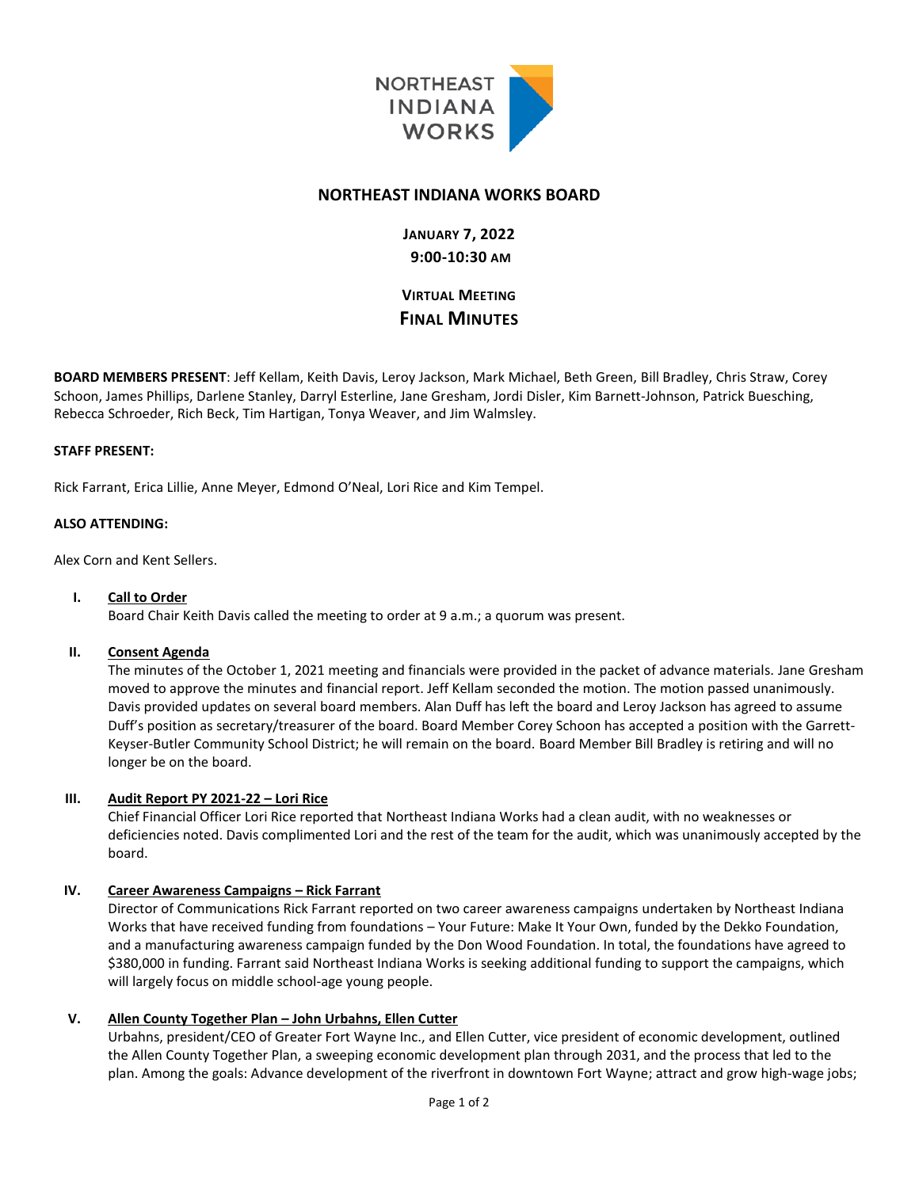NORTHEAST INDIANA WORKS

# NORTHEAST INDIANA WORKS BOARD

**JANUARY 7, 2022**
**9:00-10:30 AM**

**VIRTUAL MEETING**
**FINAL MINUTES**

**BOARD MEMBERS PRESENT**: Jeff Kellam, Keith Davis, Leroy Jackson, Mark Michael, Beth Green, Bill Bradley, Chris Straw, Corey Schoon, James Phillips, Darlene Stanley, Darryl Esterline, Jane Gresham, Jordi Disler, Kim Barnett-Johnson, Patrick Buesching, Rebecca Schroeder, Rich Beck, Tim Hartigan, Tonya Weaver, and Jim Walmsley.

**STAFF PRESENT:**

Rick Farrant, Erica Lillie, Anne Meyer, Edmond O'Neal, Lori Rice and Kim Tempel.

**ALSO ATTENDING:**

Alex Corn and Kent Sellers.

**I. Call to Order**
Board Chair Keith Davis called the meeting to order at 9 a.m.; a quorum was present.

**II. Consent Agenda**
The minutes of the October 1, 2021 meeting and financials were provided in the packet of advance materials. Jane Gresham moved to approve the minutes and financial report. Jeff Kellam seconded the motion. The motion passed unanimously. Davis provided updates on several board members. Alan Duff has left the board and Leroy Jackson has agreed to assume Duff's position as secretary/treasurer of the board. Board Member Corey Schoon has accepted a position with the Garrett-Keyser-Butler Community School District; he will remain on the board. Board Member Bill Bradley is retiring and will no longer be on the board.

**III. Audit Report PY 2021-22 – Lori Rice**
Chief Financial Officer Lori Rice reported that Northeast Indiana Works had a clean audit, with no weaknesses or deficiencies noted. Davis complimented Lori and the rest of the team for the audit, which was unanimously accepted by the board.

**IV. Career Awareness Campaigns – Rick Farrant**
Director of Communications Rick Farrant reported on two career awareness campaigns undertaken by Northeast Indiana Works that have received funding from foundations – Your Future: Make It Your Own, funded by the Dekko Foundation, and a manufacturing awareness campaign funded by the Don Wood Foundation. In total, the foundations have agreed to $380,000 in funding. Farrant said Northeast Indiana Works is seeking additional funding to support the campaigns, which will largely focus on middle school-age young people.

**V. Allen County Together Plan – John Urbahns, Ellen Cutter**
Urbahns, president/CEO of Greater Fort Wayne Inc., and Ellen Cutter, vice president of economic development, outlined the Allen County Together Plan, a sweeping economic development plan through 2031, and the process that led to the plan. Among the goals: Advance development of the riverfront in downtown Fort Wayne; attract and grow high-wage jobs;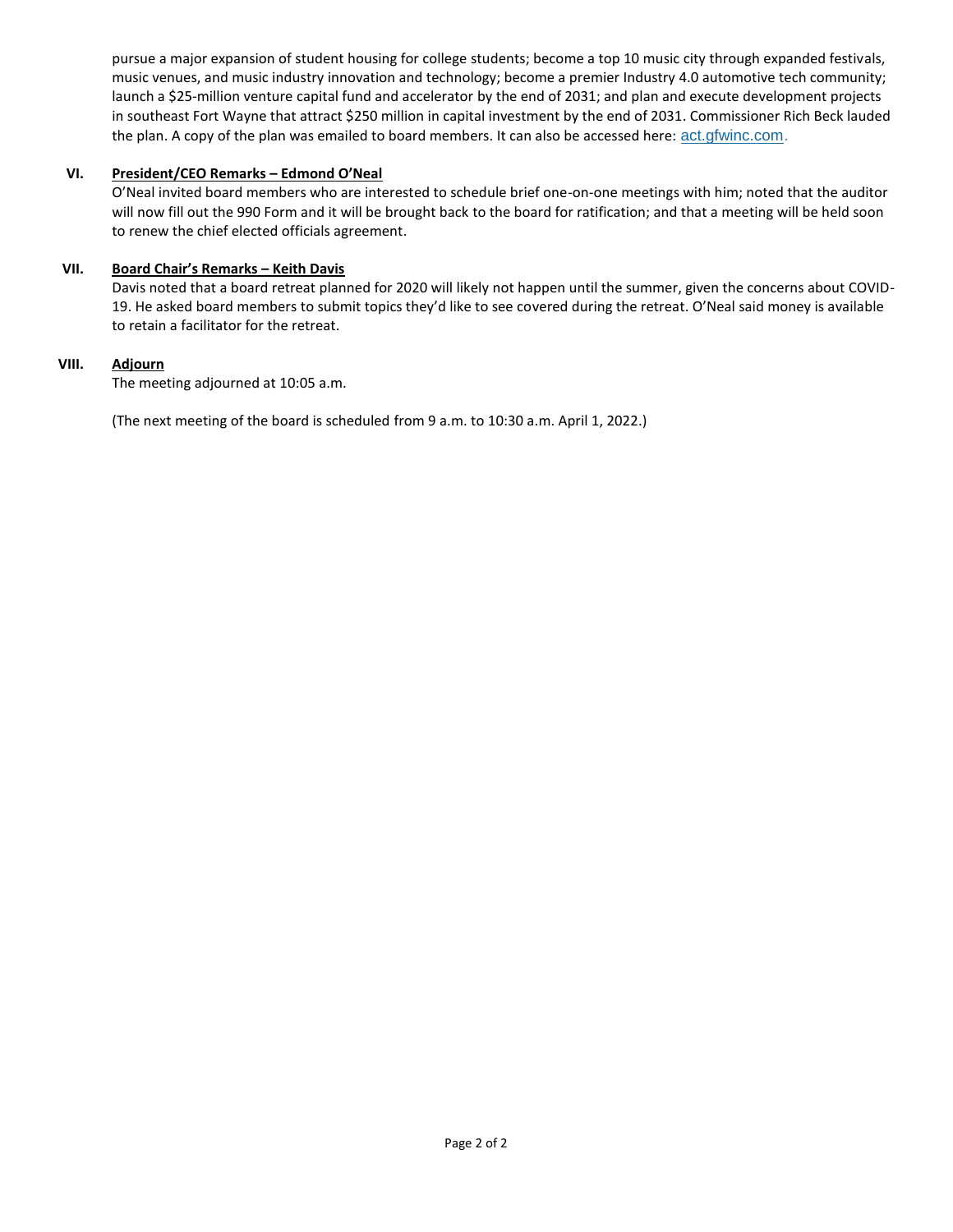pursue a major expansion of student housing for college students; become a top 10 music city through expanded festivals, music venues, and music industry innovation and technology; become a premier Industry 4.0 automotive tech community; launch a $25-million venture capital fund and accelerator by the end of 2031; and plan and execute development projects in southeast Fort Wayne that attract $250 million in capital investment by the end of 2031. Commissioner Rich Beck lauded the plan. A copy of the plan was emailed to board members. It can also be accessed here: act.gfwinc.com.

## VI. President/CEO Remarks – Edmond O'Neal

O'Neal invited board members who are interested to schedule brief one-on-one meetings with him; noted that the auditor will now fill out the 990 Form and it will be brought back to the board for ratification; and that a meeting will be held soon to renew the chief elected officials agreement.

## VII. Board Chair's Remarks – Keith Davis

Davis noted that a board retreat planned for 2020 will likely not happen until the summer, given the concerns about COVID-19. He asked board members to submit topics they'd like to see covered during the retreat. O'Neal said money is available to retain a facilitator for the retreat.

## VIII. Adjourn

The meeting adjourned at 10:05 a.m.

(The next meeting of the board is scheduled from 9 a.m. to 10:30 a.m. April 1, 2022.)